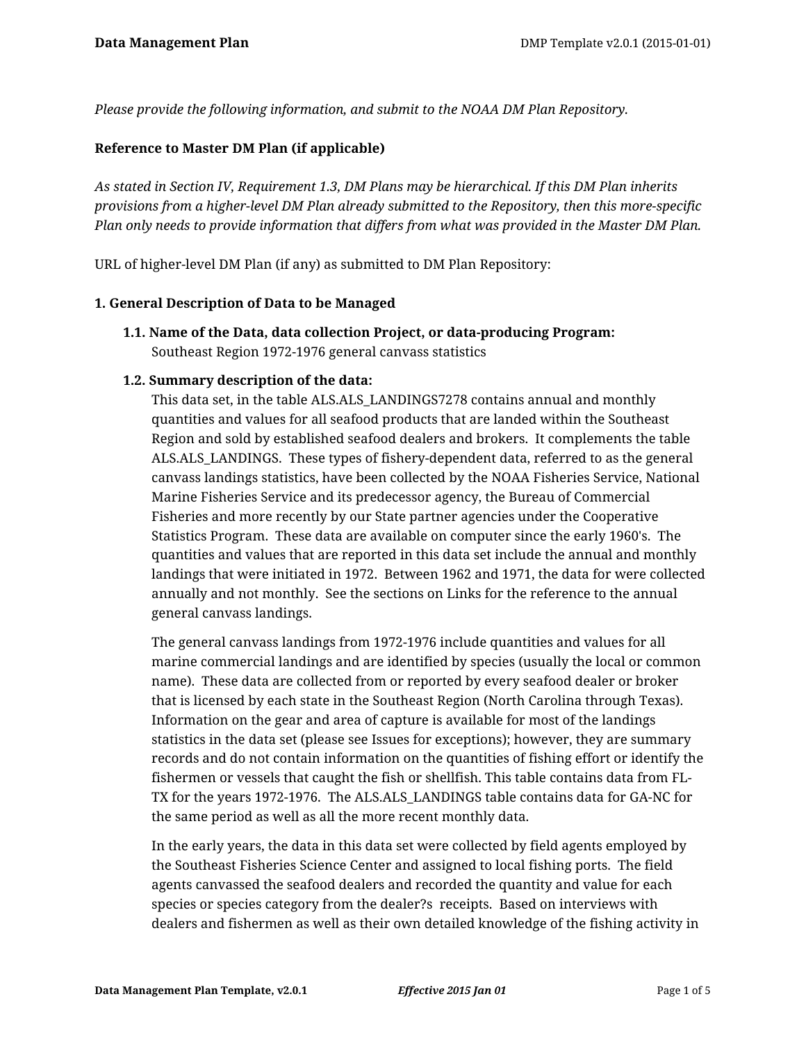*Please provide the following information, and submit to the NOAA DM Plan Repository.*

**Reference to Master DM Plan (if applicable)**

*As stated in Section IV, Requirement 1.3, DM Plans may be hierarchical. If this DM Plan inherits provisions from a higher-level DM Plan already submitted to the Repository, then this more-specific Plan only needs to provide information that differs from what was provided in the Master DM Plan.*

URL of higher-level DM Plan (if any) as submitted to DM Plan Repository:

**1. General Description of Data to be Managed**

**1.1. Name of the Data, data collection Project, or data-producing Program:**
Southeast Region 1972-1976 general canvass statistics

**1.2. Summary description of the data:**
This data set, in the table ALS.ALS_LANDINGS7278 contains annual and monthly quantities and values for all seafood products that are landed within the Southeast Region and sold by established seafood dealers and brokers. It complements the table ALS.ALS_LANDINGS. These types of fishery-dependent data, referred to as the general canvass landings statistics, have been collected by the NOAA Fisheries Service, National Marine Fisheries Service and its predecessor agency, the Bureau of Commercial Fisheries and more recently by our State partner agencies under the Cooperative Statistics Program. These data are available on computer since the early 1960's. The quantities and values that are reported in this data set include the annual and monthly landings that were initiated in 1972. Between 1962 and 1971, the data for were collected annually and not monthly. See the sections on Links for the reference to the annual general canvass landings.

The general canvass landings from 1972-1976 include quantities and values for all marine commercial landings and are identified by species (usually the local or common name). These data are collected from or reported by every seafood dealer or broker that is licensed by each state in the Southeast Region (North Carolina through Texas). Information on the gear and area of capture is available for most of the landings statistics in the data set (please see Issues for exceptions); however, they are summary records and do not contain information on the quantities of fishing effort or identify the fishermen or vessels that caught the fish or shellfish. This table contains data from FL-TX for the years 1972-1976. The ALS.ALS_LANDINGS table contains data for GA-NC for the same period as well as all the more recent monthly data.

In the early years, the data in this data set were collected by field agents employed by the Southeast Fisheries Science Center and assigned to local fishing ports. The field agents canvassed the seafood dealers and recorded the quantity and value for each species or species category from the dealer?s receipts. Based on interviews with dealers and fishermen as well as their own detailed knowledge of the fishing activity in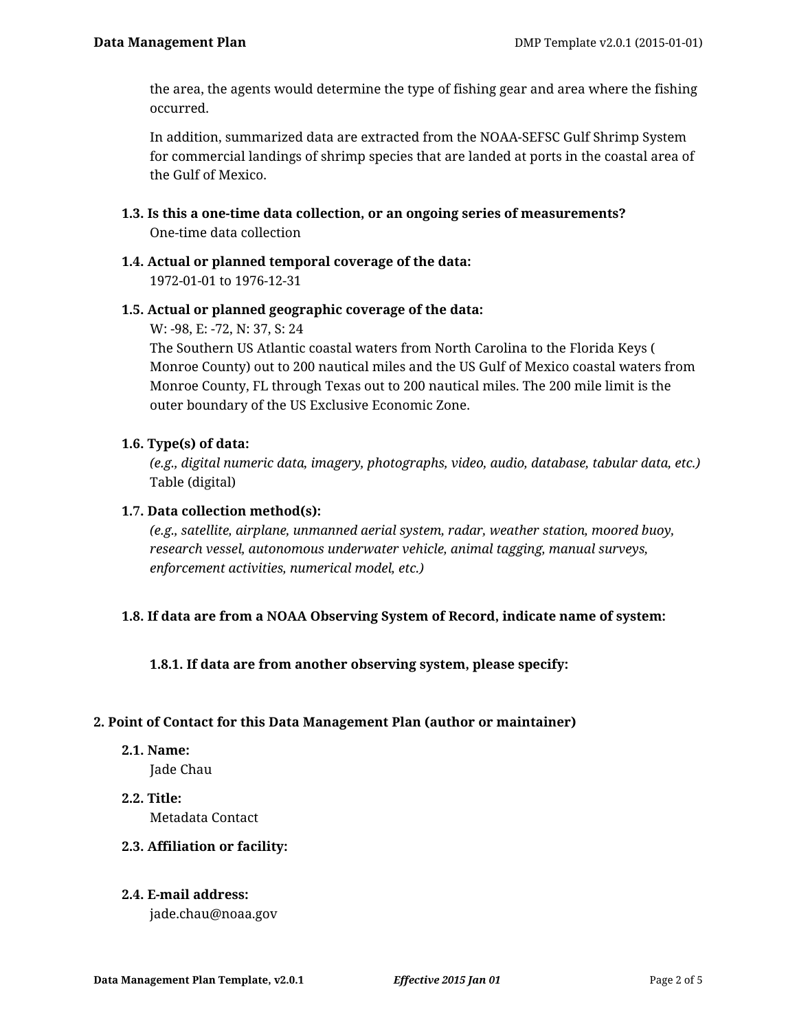the area, the agents would determine the type of fishing gear and area where the fishing occurred.

In addition, summarized data are extracted from the NOAA-SEFSC Gulf Shrimp System for commercial landings of shrimp species that are landed at ports in the coastal area of the Gulf of Mexico.

**1.3. Is this a one-time data collection, or an ongoing series of measurements?**

One-time data collection

**1.4. Actual or planned temporal coverage of the data:**

1972-01-01 to 1976-12-31

**1.5. Actual or planned geographic coverage of the data:**

W: -98, E: -72, N: 37, S: 24

The Southern US Atlantic coastal waters from North Carolina to the Florida Keys ( Monroe County) out to 200 nautical miles and the US Gulf of Mexico coastal waters from Monroe County, FL through Texas out to 200 nautical miles. The 200 mile limit is the outer boundary of the US Exclusive Economic Zone.

**1.6. Type(s) of data:**

*(e.g., digital numeric data, imagery, photographs, video, audio, database, tabular data, etc.)*

Table (digital)

**1.7. Data collection method(s):**

*(e.g., satellite, airplane, unmanned aerial system, radar, weather station, moored buoy, research vessel, autonomous underwater vehicle, animal tagging, manual surveys, enforcement activities, numerical model, etc.)*

**1.8. If data are from a NOAA Observing System of Record, indicate name of system:**

**1.8.1. If data are from another observing system, please specify:**

## 2. Point of Contact for this Data Management Plan (author or maintainer)

**2.1. Name:**

Jade Chau

**2.2. Title:**

Metadata Contact

**2.3. Affiliation or facility:**

**2.4. E-mail address:**

jade.chau@noaa.gov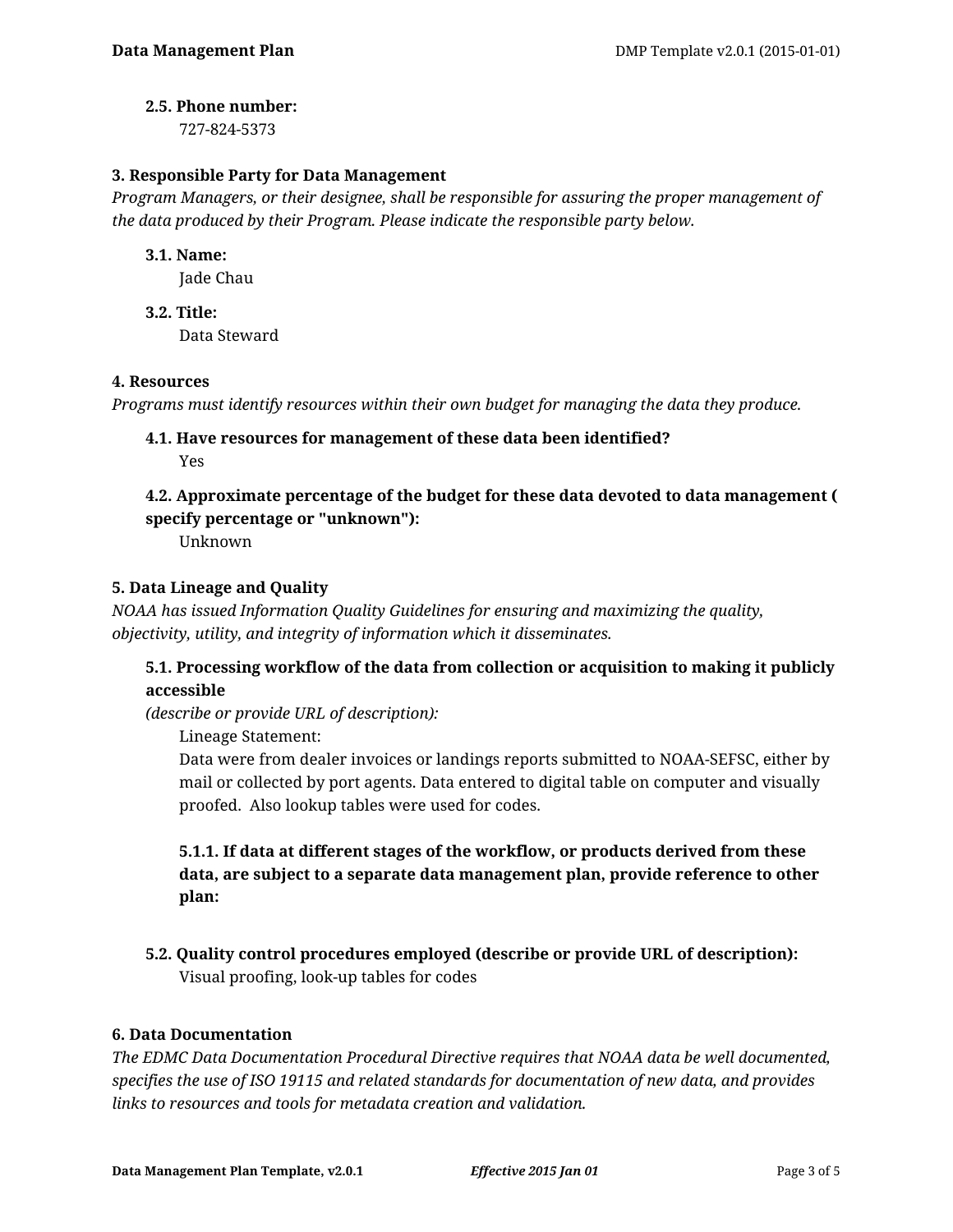**2.5. Phone number:**
727-824-5373

## 3. Responsible Party for Data Management

*Program Managers, or their designee, shall be responsible for assuring the proper management of the data produced by their Program. Please indicate the responsible party below.*

**3.1. Name:**
Jade Chau

**3.2. Title:**
Data Steward

## 4. Resources

*Programs must identify resources within their own budget for managing the data they produce.*

**4.1. Have resources for management of these data been identified?**
Yes

**4.2. Approximate percentage of the budget for these data devoted to data management ( specify percentage or "unknown"):**
Unknown

## 5. Data Lineage and Quality

*NOAA has issued Information Quality Guidelines for ensuring and maximizing the quality, objectivity, utility, and integrity of information which it disseminates.*

**5.1. Processing workflow of the data from collection or acquisition to making it publicly accessible**
*(describe or provide URL of description):*

Lineage Statement:
Data were from dealer invoices or landings reports submitted to NOAA-SEFSC, either by mail or collected by port agents. Data entered to digital table on computer and visually proofed. Also lookup tables were used for codes.

**5.1.1. If data at different stages of the workflow, or products derived from these data, are subject to a separate data management plan, provide reference to other plan:**

**5.2. Quality control procedures employed (describe or provide URL of description):**
Visual proofing, look-up tables for codes

## 6. Data Documentation

*The EDMC Data Documentation Procedural Directive requires that NOAA data be well documented, specifies the use of ISO 19115 and related standards for documentation of new data, and provides links to resources and tools for metadata creation and validation.*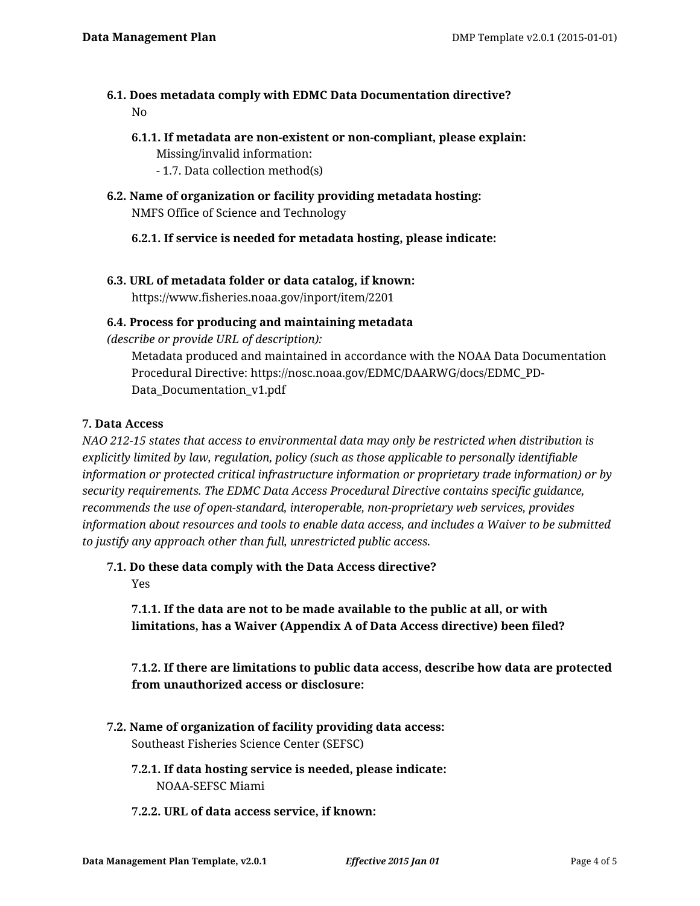### 6.1. Does metadata comply with EDMC Data Documentation directive?

No

#### 6.1.1. If metadata are non-existent or non-compliant, please explain:

Missing/invalid information:
- 1.7. Data collection method(s)

### 6.2. Name of organization or facility providing metadata hosting:

NMFS Office of Science and Technology

#### 6.2.1. If service is needed for metadata hosting, please indicate:

### 6.3. URL of metadata folder or data catalog, if known:

https://www.fisheries.noaa.gov/inport/item/2201

### 6.4. Process for producing and maintaining metadata

*(describe or provide URL of description):*

Metadata produced and maintained in accordance with the NOAA Data Documentation Procedural Directive: https://nosc.noaa.gov/EDMC/DAARWG/docs/EDMC_PD-Data_Documentation_v1.pdf

## 7. Data Access

*NAO 212-15 states that access to environmental data may only be restricted when distribution is explicitly limited by law, regulation, policy (such as those applicable to personally identifiable information or protected critical infrastructure information or proprietary trade information) or by security requirements. The EDMC Data Access Procedural Directive contains specific guidance, recommends the use of open-standard, interoperable, non-proprietary web services, provides information about resources and tools to enable data access, and includes a Waiver to be submitted to justify any approach other than full, unrestricted public access.*

### 7.1. Do these data comply with the Data Access directive?

Yes

#### 7.1.1. If the data are not to be made available to the public at all, or with limitations, has a Waiver (Appendix A of Data Access directive) been filed?

#### 7.1.2. If there are limitations to public data access, describe how data are protected from unauthorized access or disclosure:

### 7.2. Name of organization of facility providing data access:

Southeast Fisheries Science Center (SEFSC)

#### 7.2.1. If data hosting service is needed, please indicate:

NOAA-SEFSC Miami

#### 7.2.2. URL of data access service, if known: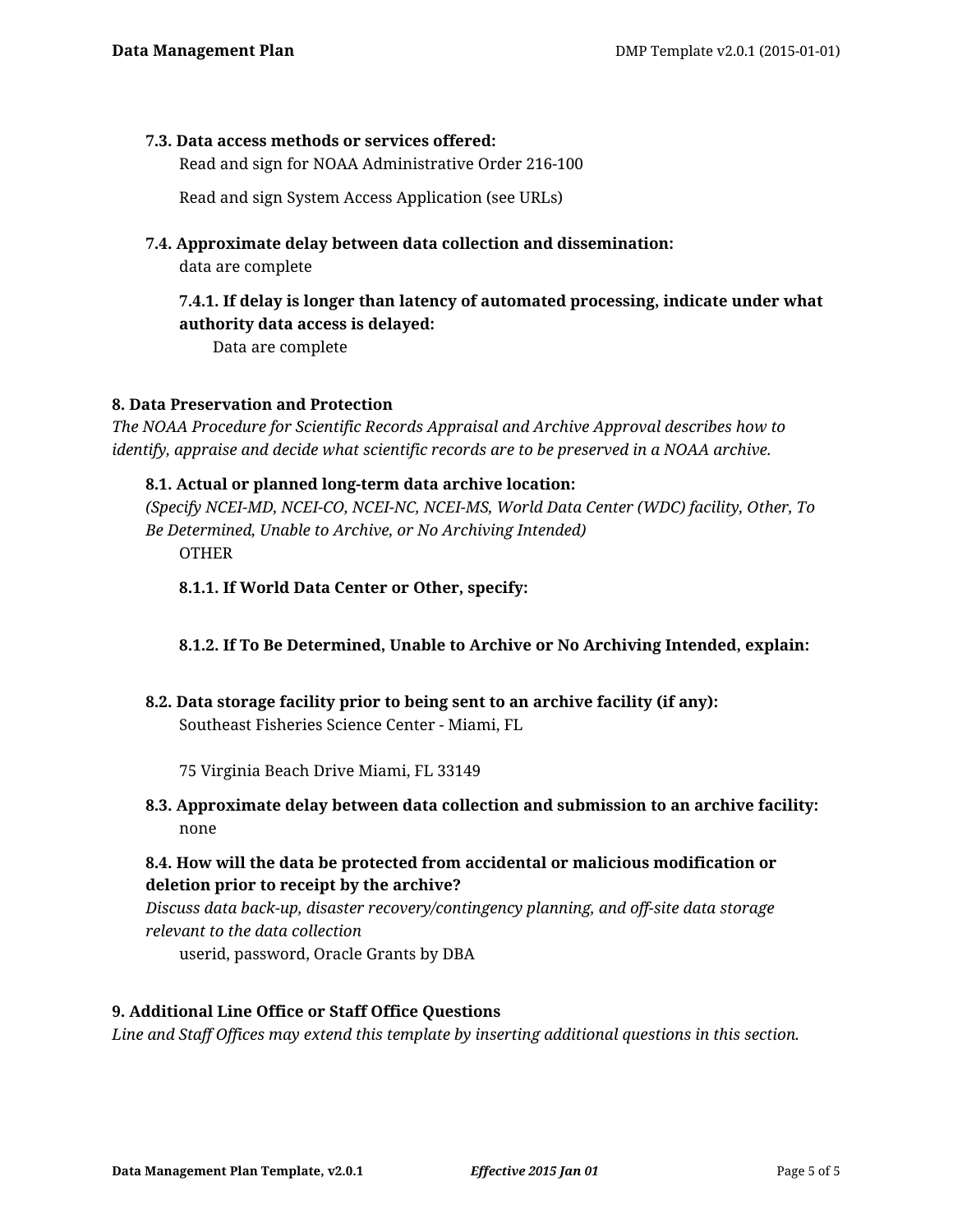### 7.3. Data access methods or services offered:

Read and sign for NOAA Administrative Order 216-100

Read and sign System Access Application (see URLs)

### 7.4. Approximate delay between data collection and dissemination:

data are complete

#### 7.4.1. If delay is longer than latency of automated processing, indicate under what authority data access is delayed:

Data are complete

## 8. Data Preservation and Protection

*The NOAA Procedure for Scientific Records Appraisal and Archive Approval describes how to identify, appraise and decide what scientific records are to be preserved in a NOAA archive.*

### 8.1. Actual or planned long-term data archive location:

*(Specify NCEI-MD, NCEI-CO, NCEI-NC, NCEI-MS, World Data Center (WDC) facility, Other, To Be Determined, Unable to Archive, or No Archiving Intended)*

OTHER

#### 8.1.1. If World Data Center or Other, specify:

#### 8.1.2. If To Be Determined, Unable to Archive or No Archiving Intended, explain:

### 8.2. Data storage facility prior to being sent to an archive facility (if any):

Southeast Fisheries Science Center - Miami, FL

75 Virginia Beach Drive Miami, FL 33149

### 8.3. Approximate delay between data collection and submission to an archive facility:

none

### 8.4. How will the data be protected from accidental or malicious modification or deletion prior to receipt by the archive?

*Discuss data back-up, disaster recovery/contingency planning, and off-site data storage relevant to the data collection*

userid, password, Oracle Grants by DBA

## 9. Additional Line Office or Staff Office Questions

*Line and Staff Offices may extend this template by inserting additional questions in this section.*